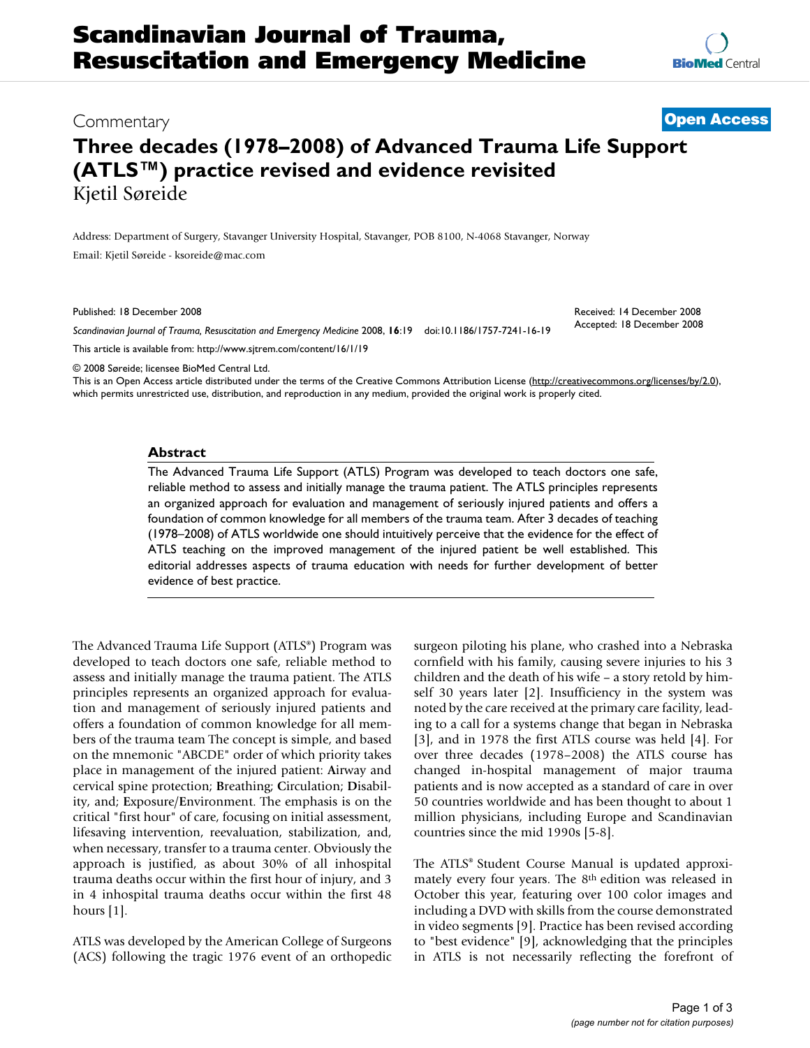# Scandinavian Journal of Trauma, Resuscitation and Emergency Medicine

Commentary

**Open Access**

## Three decades (1978–2008) of Advanced Trauma Life Support (ATLS™) practice revised and evidence revisited

Kjetil Søreide

Address: Department of Surgery, Stavanger University Hospital, Stavanger, POB 8100, N-4068 Stavanger, Norway

Email: Kjetil Søreide - ksoreide@mac.com

Published: 18 December 2008

Received: 14 December 2008
Accepted: 18 December 2008

*Scandinavian Journal of Trauma, Resuscitation and Emergency Medicine* 2008, **16**:19 doi:10.1186/1757-7241-16-19

This article is available from: http://www.sjtrem.com/content/16/1/19

© 2008 Søreide; licensee BioMed Central Ltd.

This is an Open Access article distributed under the terms of the Creative Commons Attribution License (http://creativecommons.org/licenses/by/2.0), which permits unrestricted use, distribution, and reproduction in any medium, provided the original work is properly cited.

### Abstract

The Advanced Trauma Life Support (ATLS) Program was developed to teach doctors one safe, reliable method to assess and initially manage the trauma patient. The ATLS principles represents an organized approach for evaluation and management of seriously injured patients and offers a foundation of common knowledge for all members of the trauma team. After 3 decades of teaching (1978–2008) of ATLS worldwide one should intuitively perceive that the evidence for the effect of ATLS teaching on the improved management of the injured patient be well established. This editorial addresses aspects of trauma education with needs for further development of better evidence of best practice.

The Advanced Trauma Life Support (ATLS®) Program was developed to teach doctors one safe, reliable method to assess and initially manage the trauma patient. The ATLS principles represents an organized approach for evaluation and management of seriously injured patients and offers a foundation of common knowledge for all members of the trauma team The concept is simple, and based on the mnemonic "ABCDE" order of which priority takes place in management of the injured patient: **A**irway and cervical spine protection; **B**reathing; **C**irculation; **D**isability, and; **E**xposure/**E**nvironment. The emphasis is on the critical "first hour" of care, focusing on initial assessment, lifesaving intervention, reevaluation, stabilization, and, when necessary, transfer to a trauma center. Obviously the approach is justified, as about 30% of all inhospital trauma deaths occur within the first hour of injury, and 3 in 4 inhospital trauma deaths occur within the first 48 hours [1].

ATLS was developed by the American College of Surgeons (ACS) following the tragic 1976 event of an orthopedic surgeon piloting his plane, who crashed into a Nebraska cornfield with his family, causing severe injuries to his 3 children and the death of his wife – a story retold by himself 30 years later [2]. Insufficiency in the system was noted by the care received at the primary care facility, leading to a call for a systems change that began in Nebraska [3], and in 1978 the first ATLS course was held [4]. For over three decades (1978–2008) the ATLS course has changed in-hospital management of major trauma patients and is now accepted as a standard of care in over 50 countries worldwide and has been thought to about 1 million physicians, including Europe and Scandinavian countries since the mid 1990s [5-8].

The ATLS® Student Course Manual is updated approximately every four years. The 8th edition was released in October this year, featuring over 100 color images and including a DVD with skills from the course demonstrated in video segments [9]. Practice has been revised according to "best evidence" [9], acknowledging that the principles in ATLS is not necessarily reflecting the forefront of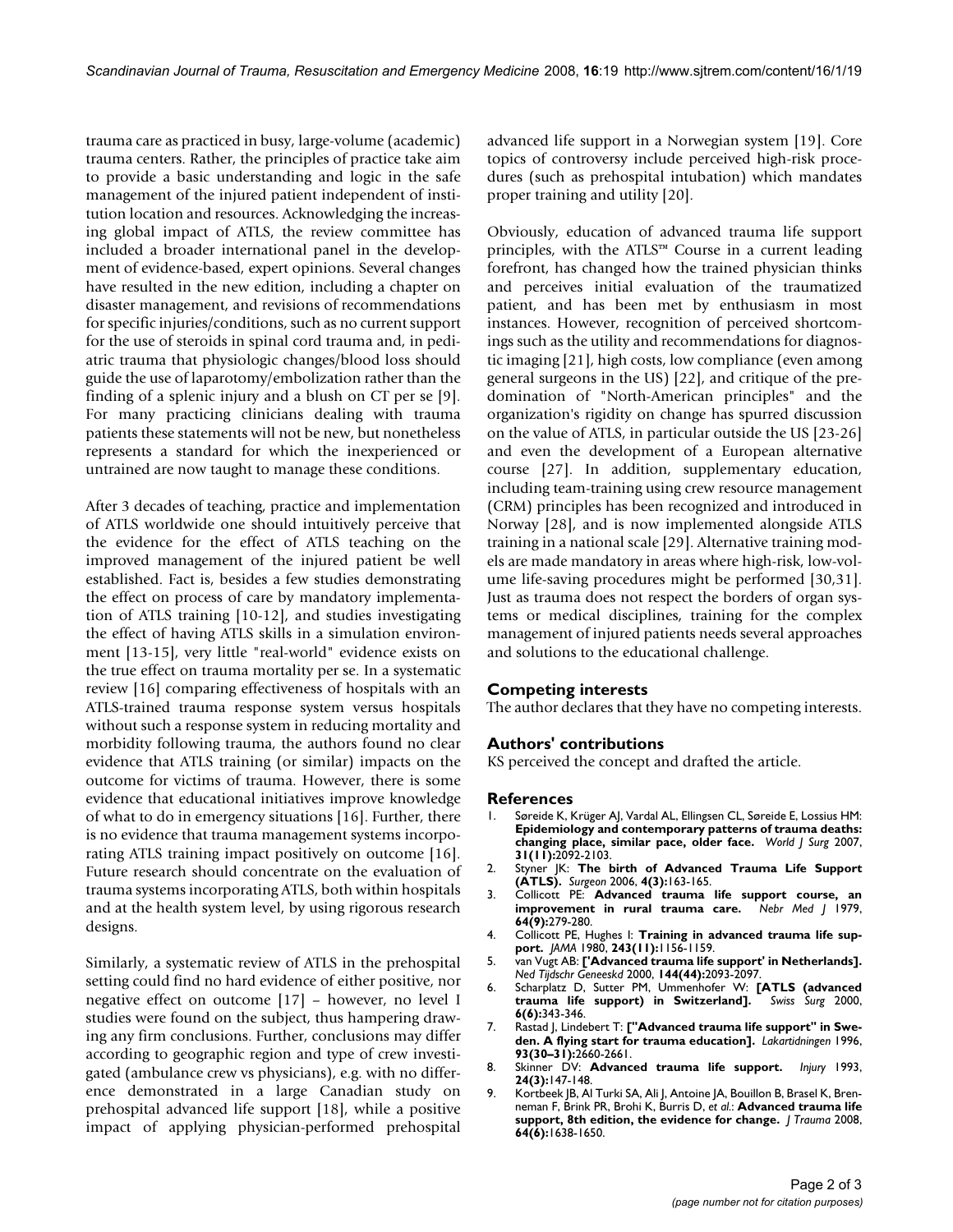trauma care as practiced in busy, large-volume (academic) trauma centers. Rather, the principles of practice take aim to provide a basic understanding and logic in the safe management of the injured patient independent of institution location and resources. Acknowledging the increasing global impact of ATLS, the review committee has included a broader international panel in the development of evidence-based, expert opinions. Several changes have resulted in the new edition, including a chapter on disaster management, and revisions of recommendations for specific injuries/conditions, such as no current support for the use of steroids in spinal cord trauma and, in pediatric trauma that physiologic changes/blood loss should guide the use of laparotomy/embolization rather than the finding of a splenic injury and a blush on CT per se [9]. For many practicing clinicians dealing with trauma patients these statements will not be new, but nonetheless represents a standard for which the inexperienced or untrained are now taught to manage these conditions.

After 3 decades of teaching, practice and implementation of ATLS worldwide one should intuitively perceive that the evidence for the effect of ATLS teaching on the improved management of the injured patient be well established. Fact is, besides a few studies demonstrating the effect on process of care by mandatory implementation of ATLS training [10-12], and studies investigating the effect of having ATLS skills in a simulation environment [13-15], very little "real-world" evidence exists on the true effect on trauma mortality per se. In a systematic review [16] comparing effectiveness of hospitals with an ATLS-trained trauma response system versus hospitals without such a response system in reducing mortality and morbidity following trauma, the authors found no clear evidence that ATLS training (or similar) impacts on the outcome for victims of trauma. However, there is some evidence that educational initiatives improve knowledge of what to do in emergency situations [16]. Further, there is no evidence that trauma management systems incorporating ATLS training impact positively on outcome [16]. Future research should concentrate on the evaluation of trauma systems incorporating ATLS, both within hospitals and at the health system level, by using rigorous research designs.

Similarly, a systematic review of ATLS in the prehospital setting could find no hard evidence of either positive, nor negative effect on outcome [17] – however, no level I studies were found on the subject, thus hampering drawing any firm conclusions. Further, conclusions may differ according to geographic region and type of crew investigated (ambulance crew vs physicians), e.g. with no difference demonstrated in a large Canadian study on prehospital advanced life support [18], while a positive impact of applying physician-performed prehospital advanced life support in a Norwegian system [19]. Core topics of controversy include perceived high-risk procedures (such as prehospital intubation) which mandates proper training and utility [20].

Obviously, education of advanced trauma life support principles, with the ATLS™ Course in a current leading forefront, has changed how the trained physician thinks and perceives initial evaluation of the traumatized patient, and has been met by enthusiasm in most instances. However, recognition of perceived shortcomings such as the utility and recommendations for diagnostic imaging [21], high costs, low compliance (even among general surgeons in the US) [22], and critique of the predomination of "North-American principles" and the organization's rigidity on change has spurred discussion on the value of ATLS, in particular outside the US [23-26] and even the development of a European alternative course [27]. In addition, supplementary education, including team-training using crew resource management (CRM) principles has been recognized and introduced in Norway [28], and is now implemented alongside ATLS training in a national scale [29]. Alternative training models are made mandatory in areas where high-risk, low-volume life-saving procedures might be performed [30,31]. Just as trauma does not respect the borders of organ systems or medical disciplines, training for the complex management of injured patients needs several approaches and solutions to the educational challenge.

## Competing interests

The author declares that they have no competing interests.

## Authors' contributions

KS perceived the concept and drafted the article.

## References

1. Søreide K, Krüger AJ, Vardal AL, Ellingsen CL, Søreide E, Lossius HM: **Epidemiology and contemporary patterns of trauma deaths: changing place, similar pace, older face.** *World J Surg* 2007, **31(11):**2092-2103.
2. Styner JK: **The birth of Advanced Trauma Life Support (ATLS).** *Surgeon* 2006, **4(3):**163-165.
3. Collicott PE: **Advanced trauma life support course, an improvement in rural trauma care.** *Nebr Med J* 1979, **64(9):**279-280.
4. Collicott PE, Hughes I: **Training in advanced trauma life support.** *JAMA* 1980, **243(11):**1156-1159.
5. van Vugt AB: **['Advanced trauma life support' in Netherlands].** *Ned Tijdschr Geneeskd* 2000, **144(44):**2093-2097.
6. Scharplatz D, Sutter PM, Ummenhofer W: **[ATLS (advanced trauma life support) in Switzerland].** *Swiss Surg* 2000, **6(6):**343-346.
7. Rastad J, Lindebert T: **["Advanced trauma life support" in Sweden. A flying start for trauma education].** *Lakartidningen* 1996, **93(30–31):**2660-2661.
8. Skinner DV: **Advanced trauma life support.** *Injury* 1993, **24(3):**147-148.
9. Kortbeek JB, Al Turki SA, Ali J, Antoine JA, Bouillon B, Brasel K, Brenneman F, Brink PR, Brohi K, Burris D, *et al.*: **Advanced trauma life support, 8th edition, the evidence for change.** *J Trauma* 2008, **64(6):**1638-1650.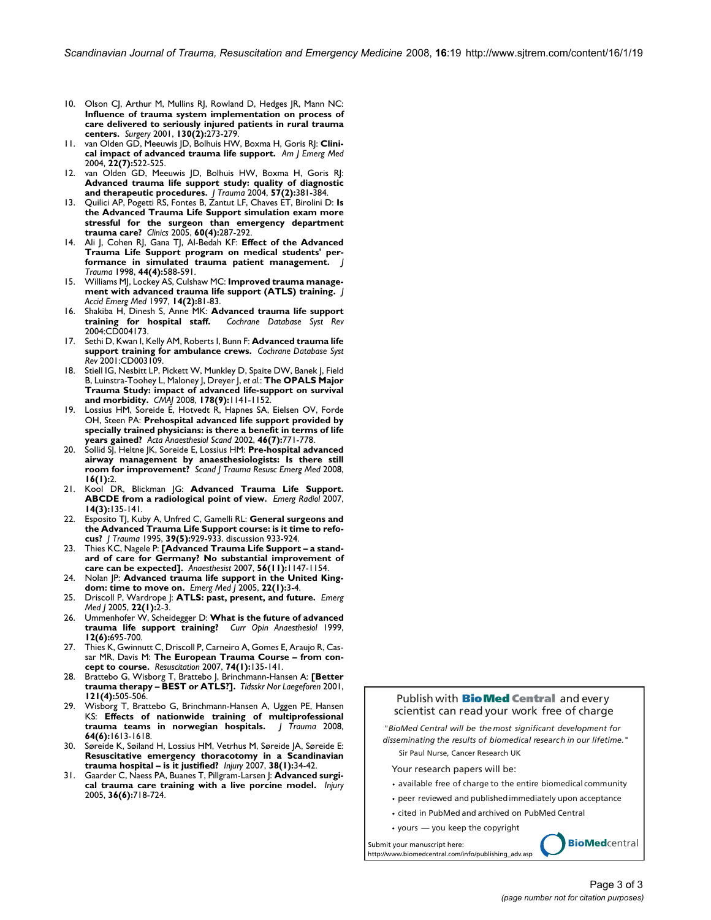10. Olson CJ, Arthur M, Mullins RJ, Rowland D, Hedges JR, Mann NC: **Influence of trauma system implementation on process of care delivered to seriously injured patients in rural trauma centers.** *Surgery* 2001, **130(2):**273-279.
11. van Olden GD, Meeuwis JD, Bolhuis HW, Boxma H, Goris RJ: **Clinical impact of advanced trauma life support.** *Am J Emerg Med* 2004, **22(7):**522-525.
12. van Olden GD, Meeuwis JD, Bolhuis HW, Boxma H, Goris RJ: **Advanced trauma life support study: quality of diagnostic and therapeutic procedures.** *J Trauma* 2004, **57(2):**381-384.
13. Quilici AP, Pogetti RS, Fontes B, Zantut LF, Chaves ET, Birolini D: **Is the Advanced Trauma Life Support simulation exam more stressful for the surgeon than emergency department trauma care?** *Clinics* 2005, **60(4):**287-292.
14. Ali J, Cohen RJ, Gana TJ, Al-Bedah KF: **Effect of the Advanced Trauma Life Support program on medical students' performance in simulated trauma patient management.** *J Trauma* 1998, **44(4):**588-591.
15. Williams MJ, Lockey AS, Culshaw MC: **Improved trauma management with advanced trauma life support (ATLS) training.** *J Accid Emerg Med* 1997, **14(2):**81-83.
16. Shakiba H, Dinesh S, Anne MK: **Advanced trauma life support training for hospital staff.** *Cochrane Database Syst Rev* 2004:CD004173.
17. Sethi D, Kwan I, Kelly AM, Roberts I, Bunn F: **Advanced trauma life support training for ambulance crews.** *Cochrane Database Syst Rev* 2001:CD003109.
18. Stiell IG, Nesbitt LP, Pickett W, Munkley D, Spaite DW, Banek J, Field B, Luinstra-Toohey L, Maloney J, Dreyer J, *et al.*: **The OPALS Major Trauma Study: impact of advanced life-support on survival and morbidity.** *CMAJ* 2008, **178(9):**1141-1152.
19. Lossius HM, Soreide E, Hotvedt R, Hapnes SA, Eielsen OV, Forde OH, Steen PA: **Prehospital advanced life support provided by specially trained physicians: is there a benefit in terms of life years gained?** *Acta Anaesthesiol Scand* 2002, **46(7):**771-778.
20. Sollid SJ, Heltne JK, Soreide E, Lossius HM: **Pre-hospital advanced airway management by anaesthesiologists: Is there still room for improvement?** *Scand J Trauma Resusc Emerg Med* 2008, **16(1):**2.
21. Kool DR, Blickman JG: **Advanced Trauma Life Support. ABCDE from a radiological point of view.** *Emerg Radiol* 2007, **14(3):**135-141.
22. Esposito TJ, Kuby A, Unfred C, Gamelli RL: **General surgeons and the Advanced Trauma Life Support course: is it time to refocus?** *J Trauma* 1995, **39(5):**929-933. discussion 933-924.
23. Thies KC, Nagele P: **[Advanced Trauma Life Support – a standard of care for Germany? No substantial improvement of care can be expected].** *Anaesthesist* 2007, **56(11):**1147-1154.
24. Nolan JP: **Advanced trauma life support in the United Kingdom: time to move on.** *Emerg Med J* 2005, **22(1):**3-4.
25. Driscoll P, Wardrope J: **ATLS: past, present, and future.** *Emerg Med J* 2005, **22(1):**2-3.
26. Ummenhofer W, Scheidegger D: **What is the future of advanced trauma life support training?** *Curr Opin Anaesthesiol* 1999, **12(6):**695-700.
27. Thies K, Gwinnutt C, Driscoll P, Carneiro A, Gomes E, Araujo R, Cassar MR, Davis M: **The European Trauma Course – from concept to course.** *Resuscitation* 2007, **74(1):**135-141.
28. Brattebo G, Wisborg T, Brattebo J, Brinchmann-Hansen A: **[Better trauma therapy – BEST or ATLS?].** *Tidsskr Nor Laegeforen* 2001, **121(4):**505-506.
29. Wisborg T, Brattebo G, Brinchmann-Hansen A, Uggen PE, Hansen KS: **Effects of nationwide training of multiprofessional trauma teams in norwegian hospitals.** *J Trauma* 2008, **64(6):**1613-1618.
30. Søreide K, Søiland H, Lossius HM, Vetrhus M, Søreide JA, Søreide E: **Resuscitative emergency thoracotomy in a Scandinavian trauma hospital – is it justified?** *Injury* 2007, **38(1):**34-42.
31. Gaarder C, Naess PA, Buanes T, Pillgram-Larsen J: **Advanced surgical trauma care training with a live porcine model.** *Injury* 2005, **36(6):**718-724.

Publish with **BioMed Central** and every scientist can read your work free of charge

*"BioMed Central will be the most significant development for disseminating the results of biomedical research in our lifetime."*
Sir Paul Nurse, Cancer Research UK

Your research papers will be:

- available free of charge to the entire biomedical community
- peer reviewed and published immediately upon acceptance
- cited in PubMed and archived on PubMed Central
- yours — you keep the copyright

Submit your manuscript here:
http://www.biomedcentral.com/info/publishing_adv.asp

**BioMed**central